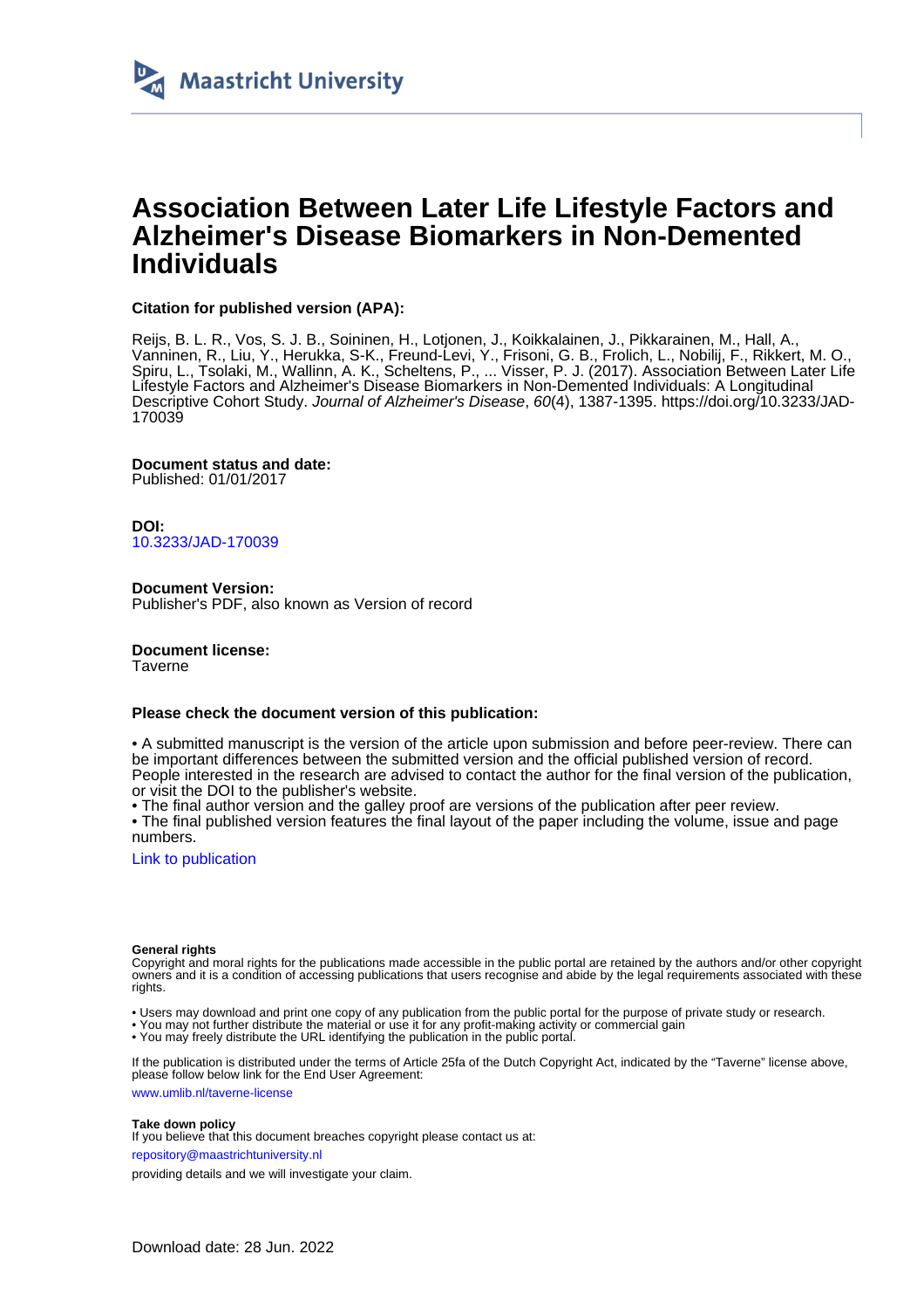Maastricht University

# Association Between Later Life Lifestyle Factors and Alzheimer's Disease Biomarkers in Non-Demented Individuals

**Citation for published version (APA):**

Reijs, B. L. R., Vos, S. J. B., Soininen, H., Lotjonen, J., Koikkalainen, J., Pikkarainen, M., Hall, A., Vanninen, R., Liu, Y., Herukka, S-K., Freund-Levi, Y., Frisoni, G. B., Frolich, L., Nobilij, F., Rikkert, M. O., Spiru, L., Tsolaki, M., Wallinn, A. K., Scheltens, P., ... Visser, P. J. (2017). Association Between Later Life Lifestyle Factors and Alzheimer's Disease Biomarkers in Non-Demented Individuals: A Longitudinal Descriptive Cohort Study. *Journal of Alzheimer's Disease*, *60*(4), 1387-1395. https://doi.org/10.3233/JAD-170039

**Document status and date:**
Published: 01/01/2017

**DOI:**
10.3233/JAD-170039

**Document Version:**
Publisher's PDF, also known as Version of record

**Document license:**
Taverne

**Please check the document version of this publication:**

• A submitted manuscript is the version of the article upon submission and before peer-review. There can be important differences between the submitted version and the official published version of record. People interested in the research are advised to contact the author for the final version of the publication, or visit the DOI to the publisher's website.
• The final author version and the galley proof are versions of the publication after peer review.
• The final published version features the final layout of the paper including the volume, issue and page numbers.

Link to publication

**General rights**
Copyright and moral rights for the publications made accessible in the public portal are retained by the authors and/or other copyright owners and it is a condition of accessing publications that users recognise and abide by the legal requirements associated with these rights.

• Users may download and print one copy of any publication from the public portal for the purpose of private study or research.
• You may not further distribute the material or use it for any profit-making activity or commercial gain
• You may freely distribute the URL identifying the publication in the public portal.

If the publication is distributed under the terms of Article 25fa of the Dutch Copyright Act, indicated by the "Taverne" license above, please follow below link for the End User Agreement:

www.umlib.nl/taverne-license

**Take down policy**
If you believe that this document breaches copyright please contact us at:

repository@maastrichtuniversity.nl

providing details and we will investigate your claim.

Download date: 28 Jun. 2022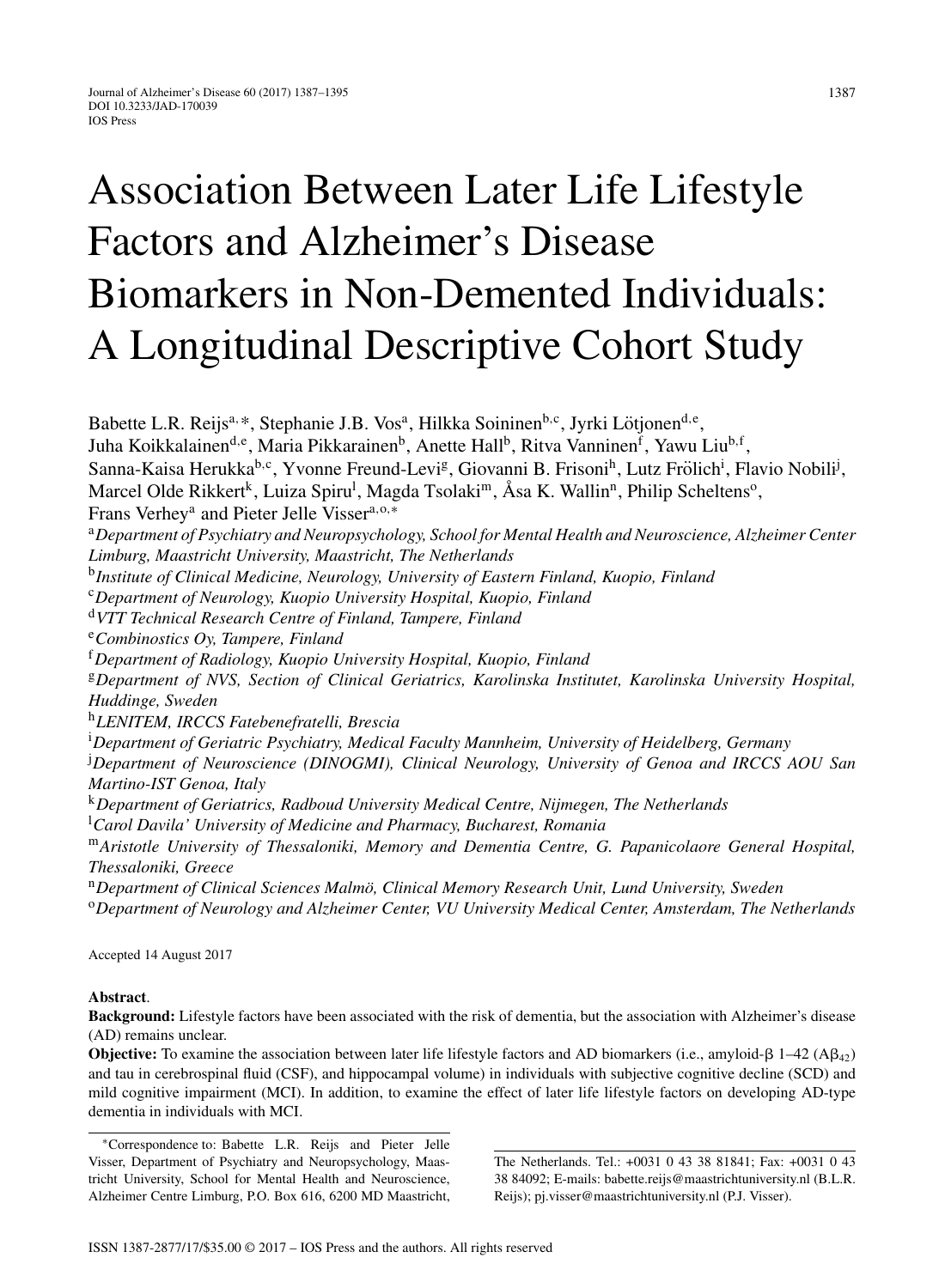# Association Between Later Life Lifestyle Factors and Alzheimer's Disease Biomarkers in Non-Demented Individuals: A Longitudinal Descriptive Cohort Study

Babette L.R. Reijs[a,*], Stephanie J.B. Vos[a], Hilkka Soininen[b,c], Jyrki Lötjonen[d,e], Juha Koikkalainen[d,e], Maria Pikkarainen[b], Anette Hall[b], Ritva Vanninen[f], Yawu Liu[b,f], Sanna-Kaisa Herukka[b,c], Yvonne Freund-Levi[g], Giovanni B. Frisoni[h], Lutz Frölich[i], Flavio Nobili[j], Marcel Olde Rikkert[k], Luiza Spiru[l], Magda Tsolaki[m], Åsa K. Wallin[n], Philip Scheltens[o], Frans Verhey[a] and Pieter Jelle Visser[a,o,*]

[a]*Department of Psychiatry and Neuropsychology, School for Mental Health and Neuroscience, Alzheimer Center Limburg, Maastricht University, Maastricht, The Netherlands*
[b]*Institute of Clinical Medicine, Neurology, University of Eastern Finland, Kuopio, Finland*
[c]*Department of Neurology, Kuopio University Hospital, Kuopio, Finland*
[d]*VTT Technical Research Centre of Finland, Tampere, Finland*
[e]*Combinostics Oy, Tampere, Finland*
[f]*Department of Radiology, Kuopio University Hospital, Kuopio, Finland*
[g]*Department of NVS, Section of Clinical Geriatrics, Karolinska Institutet, Karolinska University Hospital, Huddinge, Sweden*
[h]*LENITEM, IRCCS Fatebenefratelli, Brescia*
[i]*Department of Geriatric Psychiatry, Medical Faculty Mannheim, University of Heidelberg, Germany*
[j]*Department of Neuroscience (DINOGMI), Clinical Neurology, University of Genoa and IRCCS AOU San Martino-IST Genoa, Italy*
[k]*Department of Geriatrics, Radboud University Medical Centre, Nijmegen, The Netherlands*
[l]*Carol Davila' University of Medicine and Pharmacy, Bucharest, Romania*
[m]*Aristotle University of Thessaloniki, Memory and Dementia Centre, G. Papanicolaore General Hospital, Thessaloniki, Greece*
[n]*Department of Clinical Sciences Malmö, Clinical Memory Research Unit, Lund University, Sweden*
[o]*Department of Neurology and Alzheimer Center, VU University Medical Center, Amsterdam, The Netherlands*

Accepted 14 August 2017

**Abstract**.

**Background:** Lifestyle factors have been associated with the risk of dementia, but the association with Alzheimer's disease (AD) remains unclear.

**Objective:** To examine the association between later life lifestyle factors and AD biomarkers (i.e., amyloid-β 1–42 ($A\beta_{42}$) and tau in cerebrospinal fluid (CSF), and hippocampal volume) in individuals with subjective cognitive decline (SCD) and mild cognitive impairment (MCI). In addition, to examine the effect of later life lifestyle factors on developing AD-type dementia in individuals with MCI.

*Correspondence to: Babette L.R. Reijs and Pieter Jelle Visser, Department of Psychiatry and Neuropsychology, Maastricht University, School for Mental Health and Neuroscience, Alzheimer Centre Limburg, P.O. Box 616, 6200 MD Maastricht, The Netherlands. Tel.: +0031 0 43 38 81841; Fax: +0031 0 43 38 84092; E-mails: babette.reijs@maastrichtuniversity.nl (B.L.R. Reijs); pj.visser@maastrichtuniversity.nl (P.J. Visser).

ISSN 1387-2877/17/$35.00 © 2017 – IOS Press and the authors. All rights reserved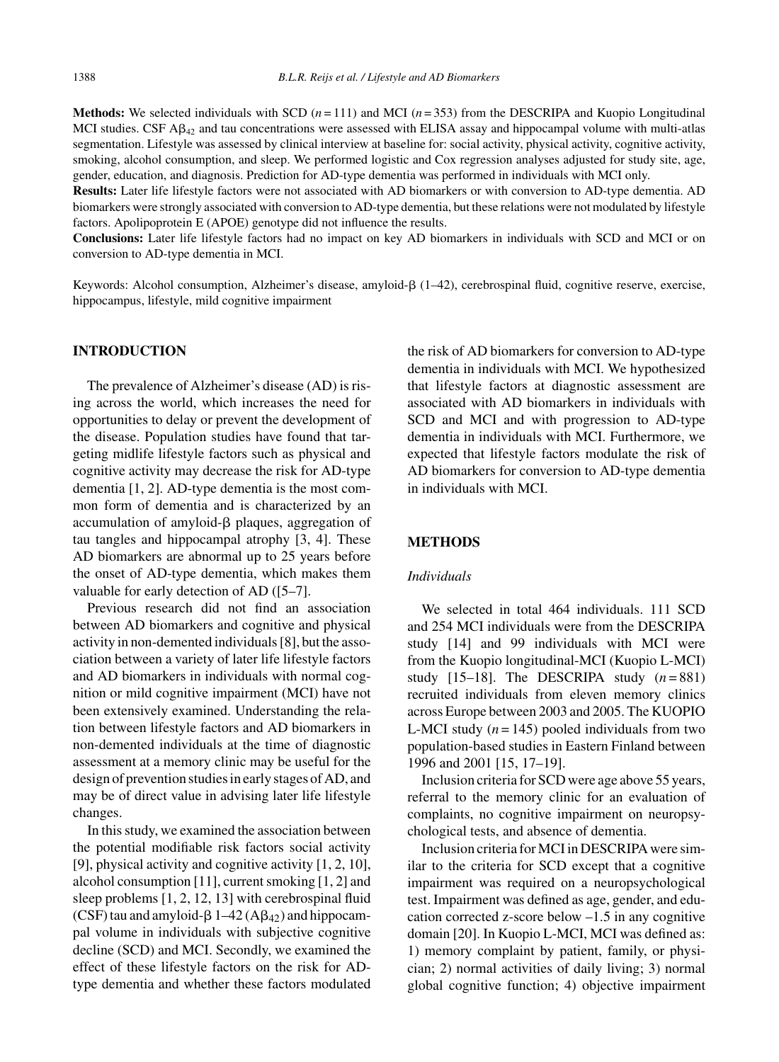**Methods:** We selected individuals with SCD ($n = 111$) and MCI ($n = 353$) from the DESCRIPA and Kuopio Longitudinal MCI studies. CSF $A\beta_{42}$ and tau concentrations were assessed with ELISA assay and hippocampal volume with multi-atlas segmentation. Lifestyle was assessed by clinical interview at baseline for: social activity, physical activity, cognitive activity, smoking, alcohol consumption, and sleep. We performed logistic and Cox regression analyses adjusted for study site, age, gender, education, and diagnosis. Prediction for AD-type dementia was performed in individuals with MCI only.

**Results:** Later life lifestyle factors were not associated with AD biomarkers or with conversion to AD-type dementia. AD biomarkers were strongly associated with conversion to AD-type dementia, but these relations were not modulated by lifestyle factors. Apolipoprotein E (APOE) genotype did not influence the results.

**Conclusions:** Later life lifestyle factors had no impact on key AD biomarkers in individuals with SCD and MCI or on conversion to AD-type dementia in MCI.

Keywords: Alcohol consumption, Alzheimer's disease, amyloid-β (1–42), cerebrospinal fluid, cognitive reserve, exercise, hippocampus, lifestyle, mild cognitive impairment

## INTRODUCTION

The prevalence of Alzheimer's disease (AD) is rising across the world, which increases the need for opportunities to delay or prevent the development of the disease. Population studies have found that targeting midlife lifestyle factors such as physical and cognitive activity may decrease the risk for AD-type dementia [1, 2]. AD-type dementia is the most common form of dementia and is characterized by an accumulation of amyloid-β plaques, aggregation of tau tangles and hippocampal atrophy [3, 4]. These AD biomarkers are abnormal up to 25 years before the onset of AD-type dementia, which makes them valuable for early detection of AD ([5–7].

Previous research did not find an association between AD biomarkers and cognitive and physical activity in non-demented individuals [8], but the association between a variety of later life lifestyle factors and AD biomarkers in individuals with normal cognition or mild cognitive impairment (MCI) have not been extensively examined. Understanding the relation between lifestyle factors and AD biomarkers in non-demented individuals at the time of diagnostic assessment at a memory clinic may be useful for the design of prevention studies in early stages of AD, and may be of direct value in advising later life lifestyle changes.

In this study, we examined the association between the potential modifiable risk factors social activity [9], physical activity and cognitive activity [1, 2, 10], alcohol consumption [11], current smoking [1, 2] and sleep problems [1, 2, 12, 13] with cerebrospinal fluid (CSF) tau and amyloid-β 1–42 ($A\beta_{42}$) and hippocampal volume in individuals with subjective cognitive decline (SCD) and MCI. Secondly, we examined the effect of these lifestyle factors on the risk for AD-type dementia and whether these factors modulated the risk of AD biomarkers for conversion to AD-type dementia in individuals with MCI. We hypothesized that lifestyle factors at diagnostic assessment are associated with AD biomarkers in individuals with SCD and MCI and with progression to AD-type dementia in individuals with MCI. Furthermore, we expected that lifestyle factors modulate the risk of AD biomarkers for conversion to AD-type dementia in individuals with MCI.

## METHODS

### *Individuals*

We selected in total 464 individuals. 111 SCD and 254 MCI individuals were from the DESCRIPA study [14] and 99 individuals with MCI were from the Kuopio longitudinal-MCI (Kuopio L-MCI) study [15–18]. The DESCRIPA study ($n = 881$) recruited individuals from eleven memory clinics across Europe between 2003 and 2005. The KUOPIO L-MCI study ($n = 145$) pooled individuals from two population-based studies in Eastern Finland between 1996 and 2001 [15, 17–19].

Inclusion criteria for SCD were age above 55 years, referral to the memory clinic for an evaluation of complaints, no cognitive impairment on neuropsychological tests, and absence of dementia.

Inclusion criteria for MCI in DESCRIPA were similar to the criteria for SCD except that a cognitive impairment was required on a neuropsychological test. Impairment was defined as age, gender, and education corrected z-score below –1.5 in any cognitive domain [20]. In Kuopio L-MCI, MCI was defined as: 1) memory complaint by patient, family, or physician; 2) normal activities of daily living; 3) normal global cognitive function; 4) objective impairment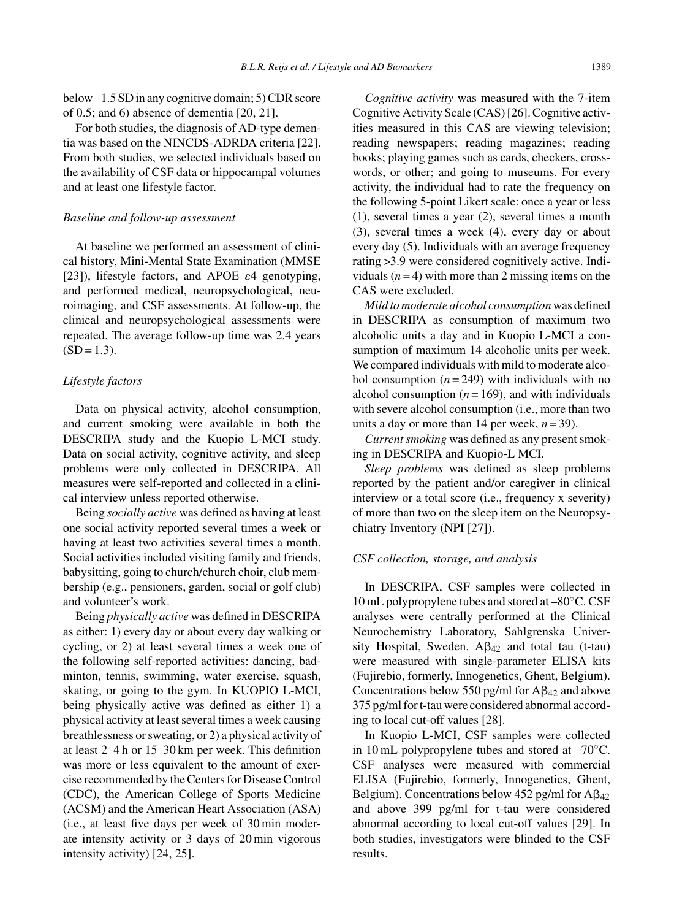below –1.5 SD in any cognitive domain; 5) CDR score of 0.5; and 6) absence of dementia [20, 21].

For both studies, the diagnosis of AD-type dementia was based on the NINCDS-ADRDA criteria [22]. From both studies, we selected individuals based on the availability of CSF data or hippocampal volumes and at least one lifestyle factor.

### *Baseline and follow-up assessment*

At baseline we performed an assessment of clinical history, Mini-Mental State Examination (MMSE [23]), lifestyle factors, and APOE $\varepsilon$4 genotyping, and performed medical, neuropsychological, neuroimaging, and CSF assessments. At follow-up, the clinical and neuropsychological assessments were repeated. The average follow-up time was 2.4 years (SD = 1.3).

### *Lifestyle factors*

Data on physical activity, alcohol consumption, and current smoking were available in both the DESCRIPA study and the Kuopio L-MCI study. Data on social activity, cognitive activity, and sleep problems were only collected in DESCRIPA. All measures were self-reported and collected in a clinical interview unless reported otherwise.

Being *socially active* was defined as having at least one social activity reported several times a week or having at least two activities several times a month. Social activities included visiting family and friends, babysitting, going to church/church choir, club membership (e.g., pensioners, garden, social or golf club) and volunteer's work.

Being *physically active* was defined in DESCRIPA as either: 1) every day or about every day walking or cycling, or 2) at least several times a week one of the following self-reported activities: dancing, badminton, tennis, swimming, water exercise, squash, skating, or going to the gym. In KUOPIO L-MCI, being physically active was defined as either 1) a physical activity at least several times a week causing breathlessness or sweating, or 2) a physical activity of at least 2–4 h or 15–30 km per week. This definition was more or less equivalent to the amount of exercise recommended by the Centers for Disease Control (CDC), the American College of Sports Medicine (ACSM) and the American Heart Association (ASA) (i.e., at least five days per week of 30 min moderate intensity activity or 3 days of 20 min vigorous intensity activity) [24, 25].

*Cognitive activity* was measured with the 7-item Cognitive Activity Scale (CAS) [26]. Cognitive activities measured in this CAS are viewing television; reading newspapers; reading magazines; reading books; playing games such as cards, checkers, crosswords, or other; and going to museums. For every activity, the individual had to rate the frequency on the following 5-point Likert scale: once a year or less (1), several times a year (2), several times a month (3), several times a week (4), every day or about every day (5). Individuals with an average frequency rating >3.9 were considered cognitively active. Individuals ($n = 4$) with more than 2 missing items on the CAS were excluded.

*Mild to moderate alcohol consumption* was defined in DESCRIPA as consumption of maximum two alcoholic units a day and in Kuopio L-MCI a consumption of maximum 14 alcoholic units per week. We compared individuals with mild to moderate alcohol consumption ($n = 249$) with individuals with no alcohol consumption ($n = 169$), and with individuals with severe alcohol consumption (i.e., more than two units a day or more than 14 per week, $n = 39$).

*Current smoking* was defined as any present smoking in DESCRIPA and Kuopio-L MCI.

*Sleep problems* was defined as sleep problems reported by the patient and/or caregiver in clinical interview or a total score (i.e., frequency x severity) of more than two on the sleep item on the Neuropsychiatry Inventory (NPI [27]).

### *CSF collection, storage, and analysis*

In DESCRIPA, CSF samples were collected in 10 mL polypropylene tubes and stored at –80°C. CSF analyses were centrally performed at the Clinical Neurochemistry Laboratory, Sahlgrenska University Hospital, Sweden. $A\beta_{42}$ and total tau (t-tau) were measured with single-parameter ELISA kits (Fujirebio, formerly, Innogenetics, Ghent, Belgium). Concentrations below 550 pg/ml for $A\beta_{42}$ and above 375 pg/ml for t-tau were considered abnormal according to local cut-off values [28].

In Kuopio L-MCI, CSF samples were collected in 10 mL polypropylene tubes and stored at –70°C. CSF analyses were measured with commercial ELISA (Fujirebio, formerly, Innogenetics, Ghent, Belgium). Concentrations below 452 pg/ml for $A\beta_{42}$ and above 399 pg/ml for t-tau were considered abnormal according to local cut-off values [29]. In both studies, investigators were blinded to the CSF results.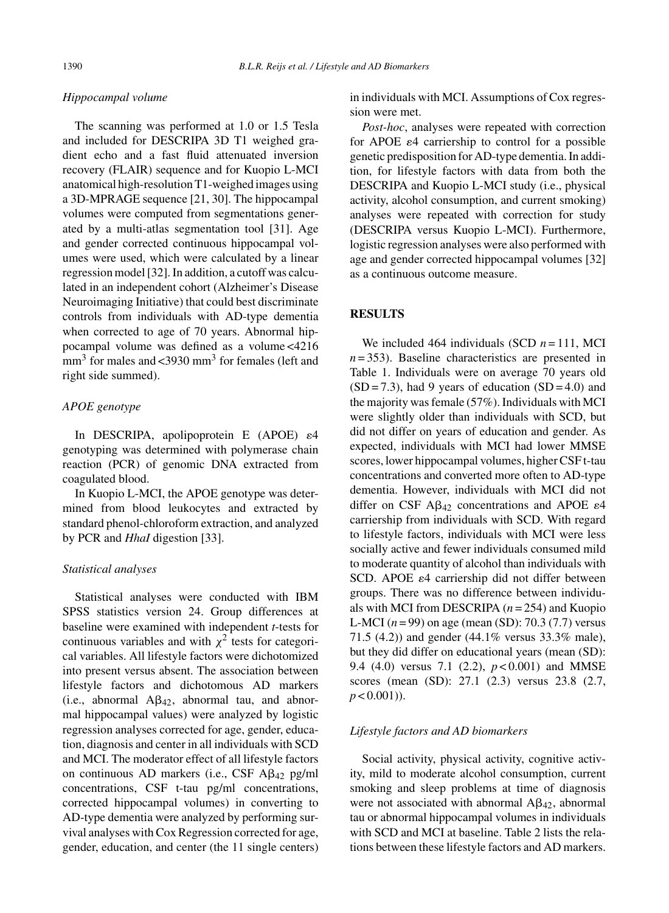### Hippocampal volume

The scanning was performed at 1.0 or 1.5 Tesla and included for DESCRIPA 3D T1 weighed gradient echo and a fast fluid attenuated inversion recovery (FLAIR) sequence and for Kuopio L-MCI anatomical high-resolution T1-weighed images using a 3D-MPRAGE sequence [21, 30]. The hippocampal volumes were computed from segmentations generated by a multi-atlas segmentation tool [31]. Age and gender corrected continuous hippocampal volumes were used, which were calculated by a linear regression model [32]. In addition, a cutoff was calculated in an independent cohort (Alzheimer's Disease Neuroimaging Initiative) that could best discriminate controls from individuals with AD-type dementia when corrected to age of 70 years. Abnormal hippocampal volume was defined as a volume <4216 $mm^3$ for males and <3930 $mm^3$ for females (left and right side summed).

### APOE genotype

In DESCRIPA, apolipoprotein E (APOE) $\varepsilon 4$ genotyping was determined with polymerase chain reaction (PCR) of genomic DNA extracted from coagulated blood.

In Kuopio L-MCI, the APOE genotype was determined from blood leukocytes and extracted by standard phenol-chloroform extraction, and analyzed by PCR and *HhaI* digestion [33].

### Statistical analyses

Statistical analyses were conducted with IBM SPSS statistics version 24. Group differences at baseline were examined with independent *t*-tests for continuous variables and with $\chi^2$ tests for categorical variables. All lifestyle factors were dichotomized into present versus absent. The association between lifestyle factors and dichotomous AD markers (i.e., abnormal $A\beta_{42}$, abnormal tau, and abnormal hippocampal values) were analyzed by logistic regression analyses corrected for age, gender, education, diagnosis and center in all individuals with SCD and MCI. The moderator effect of all lifestyle factors on continuous AD markers (i.e., CSF $A\beta_{42}$ pg/ml concentrations, CSF t-tau pg/ml concentrations, corrected hippocampal volumes) in converting to AD-type dementia were analyzed by performing survival analyses with Cox Regression corrected for age, gender, education, and center (the 11 single centers) in individuals with MCI. Assumptions of Cox regression were met.

*Post-hoc*, analyses were repeated with correction for APOE $\varepsilon 4$ carriership to control for a possible genetic predisposition for AD-type dementia. In addition, for lifestyle factors with data from both the DESCRIPA and Kuopio L-MCI study (i.e., physical activity, alcohol consumption, and current smoking) analyses were repeated with correction for study (DESCRIPA versus Kuopio L-MCI). Furthermore, logistic regression analyses were also performed with age and gender corrected hippocampal volumes [32] as a continuous outcome measure.

## RESULTS

We included 464 individuals (SCD $n = 111$, MCI $n = 353$). Baseline characteristics are presented in Table 1. Individuals were on average 70 years old (SD = 7.3), had 9 years of education (SD = 4.0) and the majority was female (57%). Individuals with MCI were slightly older than individuals with SCD, but did not differ on years of education and gender. As expected, individuals with MCI had lower MMSE scores, lower hippocampal volumes, higher CSF t-tau concentrations and converted more often to AD-type dementia. However, individuals with MCI did not differ on CSF $A\beta_{42}$ concentrations and APOE $\varepsilon 4$ carriership from individuals with SCD. With regard to lifestyle factors, individuals with MCI were less socially active and fewer individuals consumed mild to moderate quantity of alcohol than individuals with SCD. APOE $\varepsilon 4$ carriership did not differ between groups. There was no difference between individuals with MCI from DESCRIPA ($n = 254$) and Kuopio L-MCI ($n = 99$) on age (mean (SD): 70.3 (7.7) versus 71.5 (4.2)) and gender (44.1% versus 33.3% male), but they did differ on educational years (mean (SD): 9.4 (4.0) versus 7.1 (2.2), $p < 0.001$) and MMSE scores (mean (SD): 27.1 (2.3) versus 23.8 (2.7, $p < 0.001$)).

### Lifestyle factors and AD biomarkers

Social activity, physical activity, cognitive activity, mild to moderate alcohol consumption, current smoking and sleep problems at time of diagnosis were not associated with abnormal $A\beta_{42}$, abnormal tau or abnormal hippocampal volumes in individuals with SCD and MCI at baseline. Table 2 lists the relations between these lifestyle factors and AD markers.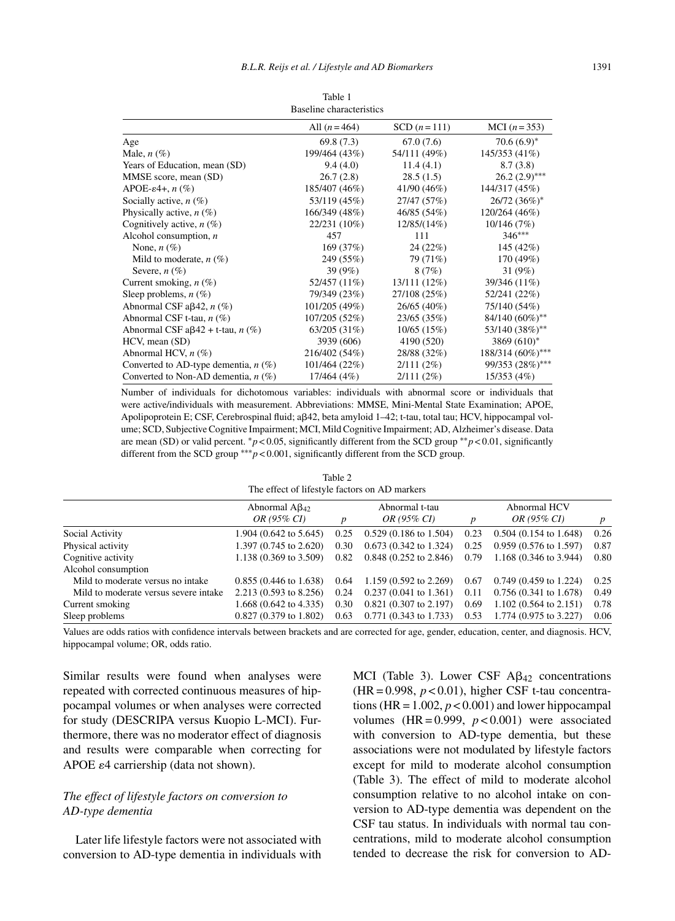Table 1

Baseline characteristics

| | All ($n = 464$) | SCD ($n = 111$) | MCI ($n = 353$) |
|---|---|---|---|
| Age | 69.8 (7.3) | 67.0 (7.6) | 70.6 (6.9)* |
| Male, $n$ (%) | 199/464 (43%) | 54/111 (49%) | 145/353 (41%) |
| Years of Education, mean (SD) | 9.4 (4.0) | 11.4 (4.1) | 8.7 (3.8) |
| MMSE score, mean (SD) | 26.7 (2.8) | 28.5 (1.5) | 26.2 (2.9)*** |
| APOE-$\varepsilon$4+, $n$ (%) | 185/407 (46%) | 41/90 (46%) | 144/317 (45%) |
| Socially active, $n$ (%) | 53/119 (45%) | 27/47 (57%) | 26/72 (36%)* |
| Physically active, $n$ (%) | 166/349 (48%) | 46/85 (54%) | 120/264 (46%) |
| Cognitively active, $n$ (%) | 22/231 (10%) | 12/85/(14%) | 10/146 (7%) |
| Alcohol consumption, $n$ | 457 | 111 | 346*** |
| None, $n$ (%) | 169 (37%) | 24 (22%) | 145 (42%) |
| Mild to moderate, $n$ (%) | 249 (55%) | 79 (71%) | 170 (49%) |
| Severe, $n$ (%) | 39 (9%) | 8 (7%) | 31 (9%) |
| Current smoking, $n$ (%) | 52/457 (11%) | 13/111 (12%) | 39/346 (11%) |
| Sleep problems, $n$ (%) | 79/349 (23%) | 27/108 (25%) | 52/241 (22%) |
| Abnormal CSF a$\beta$42, $n$ (%) | 101/205 (49%) | 26/65 (40%) | 75/140 (54%) |
| Abnormal CSF t-tau, $n$ (%) | 107/205 (52%) | 23/65 (35%) | 84/140 (60%)** |
| Abnormal CSF a$\beta$42 + t-tau, $n$ (%) | 63/205 (31%) | 10/65 (15%) | 53/140 (38%)** |
| HCV, mean (SD) | 3939 (606) | 4190 (520) | 3869 (610)* |
| Abnormal HCV, $n$ (%) | 216/402 (54%) | 28/88 (32%) | 188/314 (60%)*** |
| Converted to AD-type dementia, $n$ (%) | 101/464 (22%) | 2/111 (2%) | 99/353 (28%)*** |
| Converted to Non-AD dementia, $n$ (%) | 17/464 (4%) | 2/111 (2%) | 15/353 (4%) |

Number of individuals for dichotomous variables: individuals with abnormal score or individuals that were active/individuals with measurement. Abbreviations: MMSE, Mini-Mental State Examination; APOE, Apolipoprotein E; CSF, Cerebrospinal fluid; a$\beta$42, beta amyloid 1–42; t-tau, total tau; HCV, hippocampal volume; SCD, Subjective Cognitive Impairment; MCI, Mild Cognitive Impairment; AD, Alzheimer's disease. Data are mean (SD) or valid percent. *$p < 0.05$, significantly different from the SCD group **$p < 0.01$, significantly different from the SCD group ***$p < 0.001$, significantly different from the SCD group.

Table 2

The effect of lifestyle factors on AD markers

| | Abnormal $A\beta_{42}$ *OR (95% CI)* | *p* | Abnormal t-tau *OR (95% CI)* | *p* | Abnormal HCV *OR (95% CI)* | *p* |
|---|---|---|---|---|---|---|
| Social Activity | 1.904 (0.642 to 5.645) | 0.25 | 0.529 (0.186 to 1.504) | 0.23 | 0.504 (0.154 to 1.648) | 0.26 |
| Physical activity | 1.397 (0.745 to 2.620) | 0.30 | 0.673 (0.342 to 1.324) | 0.25 | 0.959 (0.576 to 1.597) | 0.87 |
| Cognitive activity | 1.138 (0.369 to 3.509) | 0.82 | 0.848 (0.252 to 2.846) | 0.79 | 1.168 (0.346 to 3.944) | 0.80 |
| Alcohol consumption | | | | | | |
| Mild to moderate versus no intake | 0.855 (0.446 to 1.638) | 0.64 | 1.159 (0.592 to 2.269) | 0.67 | 0.749 (0.459 to 1.224) | 0.25 |
| Mild to moderate versus severe intake | 2.213 (0.593 to 8.256) | 0.24 | 0.237 (0.041 to 1.361) | 0.11 | 0.756 (0.341 to 1.678) | 0.49 |
| Current smoking | 1.668 (0.642 to 4.335) | 0.30 | 0.821 (0.307 to 2.197) | 0.69 | 1.102 (0.564 to 2.151) | 0.78 |
| Sleep problems | 0.827 (0.379 to 1.802) | 0.63 | 0.771 (0.343 to 1.733) | 0.53 | 1.774 (0.975 to 3.227) | 0.06 |

Values are odds ratios with confidence intervals between brackets and are corrected for age, gender, education, center, and diagnosis. HCV, hippocampal volume; OR, odds ratio.

Similar results were found when analyses were repeated with corrected continuous measures of hippocampal volumes or when analyses were corrected for study (DESCRIPA versus Kuopio L-MCI). Furthermore, there was no moderator effect of diagnosis and results were comparable when correcting for APOE $\varepsilon$4 carriership (data not shown).

### *The effect of lifestyle factors on conversion to AD-type dementia*

Later life lifestyle factors were not associated with conversion to AD-type dementia in individuals with MCI (Table 3). Lower CSF $A\beta_{42}$ concentrations (HR = 0.998, $p < 0.01$), higher CSF t-tau concentrations (HR = 1.002, $p < 0.001$) and lower hippocampal volumes (HR = 0.999, $p < 0.001$) were associated with conversion to AD-type dementia, but these associations were not modulated by lifestyle factors except for mild to moderate alcohol consumption (Table 3). The effect of mild to moderate alcohol consumption relative to no alcohol intake on conversion to AD-type dementia was dependent on the CSF tau status. In individuals with normal tau concentrations, mild to moderate alcohol consumption tended to decrease the risk for conversion to AD-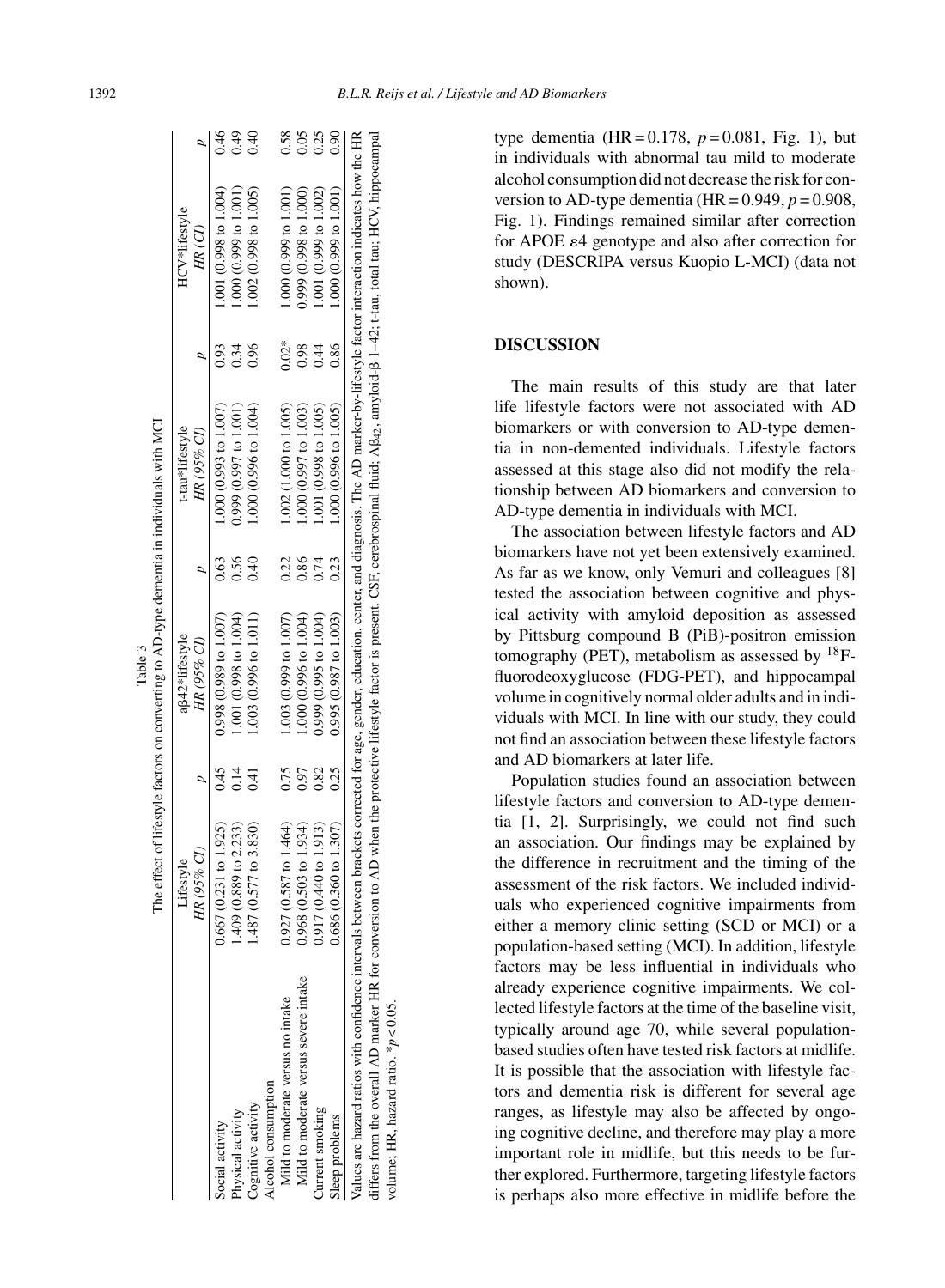Table 3

The effect of lifestyle factors on converting to AD-type dementia in individuals with MCI

| | Lifestyle HR (95% CI) | p | aβ42*lifestyle HR (95% CI) | p | t-tau*lifestyle HR (95% CI) | p | HCV*lifestyle HR (CI) | p |
|---|---|---|---|---|---|---|---|---|
| Social activity | 0.667 (0.231 to 1.925) | 0.45 | 0.998 (0.989 to 1.007) | 0.63 | 1.000 (0.993 to 1.007) | 0.93 | 1.001 (0.998 to 1.004) | 0.46 |
| Physical activity | 1.409 (0.889 to 2.233) | 0.14 | 1.001 (0.998 to 1.004) | 0.56 | 0.999 (0.997 to 1.001) | 0.34 | 1.000 (0.999 to 1.001) | 0.49 |
| Cognitive activity | 1.487 (0.577 to 3.830) | 0.41 | 1.003 (0.996 to 1.011) | 0.40 | 1.000 (0.996 to 1.004) | 0.96 | 1.002 (0.998 to 1.005) | 0.40 |
| Alcohol consumption | | | | | | | | |
| Mild to moderate versus no intake | 0.927 (0.587 to 1.464) | 0.75 | 1.003 (0.999 to 1.007) | 0.22 | 1.002 (1.000 to 1.005) | 0.02* | 1.000 (0.999 to 1.001) | 0.58 |
| Mild to moderate versus severe intake | 0.968 (0.503 to 1.934) | 0.97 | 1.000 (0.996 to 1.004) | 0.86 | 1.000 (0.997 to 1.003) | 0.98 | 0.999 (0.998 to 1.000) | 0.05 |
| Current smoking | 0.917 (0.440 to 1.913) | 0.82 | 0.999 (0.995 to 1.004) | 0.74 | 1.001 (0.998 to 1.005) | 0.44 | 1.001 (0.999 to 1.002) | 0.25 |
| Sleep problems | 0.686 (0.360 to 1.307) | 0.25 | 0.995 (0.987 to 1.003) | 0.23 | 1.000 (0.996 to 1.005) | 0.86 | 1.000 (0.999 to 1.001) | 0.90 |

Values are hazard ratios with confidence intervals between brackets corrected for age, gender, education, center, and diagnosis. The AD marker-by-lifestyle factor interaction indicates how the HR differs from the overall AD marker HR for conversion to AD when the protective lifestyle factor is present. CSF, cerebrospinal fluid; $A\beta_{42}$, amyloid-β 1–42; t-tau, total tau; HCV, hippocampal volume; HR, hazard ratio. *$p$ < 0.05.

type dementia (HR = 0.178, $p$ = 0.081, Fig. 1), but in individuals with abnormal tau mild to moderate alcohol consumption did not decrease the risk for conversion to AD-type dementia (HR = 0.949, $p$ = 0.908, Fig. 1). Findings remained similar after correction for APOE ε4 genotype and also after correction for study (DESCRIPA versus Kuopio L-MCI) (data not shown).

## DISCUSSION

The main results of this study are that later life lifestyle factors were not associated with AD biomarkers or with conversion to AD-type dementia in non-demented individuals. Lifestyle factors assessed at this stage also did not modify the relationship between AD biomarkers and conversion to AD-type dementia in individuals with MCI.

The association between lifestyle factors and AD biomarkers have not yet been extensively examined. As far as we know, only Vemuri and colleagues [8] tested the association between cognitive and physical activity with amyloid deposition as assessed by Pittsburg compound B (PiB)-positron emission tomography (PET), metabolism as assessed by $^{18}$F-fluorodeoxyglucose (FDG-PET), and hippocampal volume in cognitively normal older adults and in individuals with MCI. In line with our study, they could not find an association between these lifestyle factors and AD biomarkers at later life.

Population studies found an association between lifestyle factors and conversion to AD-type dementia [1, 2]. Surprisingly, we could not find such an association. Our findings may be explained by the difference in recruitment and the timing of the assessment of the risk factors. We included individuals who experienced cognitive impairments from either a memory clinic setting (SCD or MCI) or a population-based setting (MCI). In addition, lifestyle factors may be less influential in individuals who already experience cognitive impairments. We collected lifestyle factors at the time of the baseline visit, typically around age 70, while several population-based studies often have tested risk factors at midlife. It is possible that the association with lifestyle factors and dementia risk is different for several age ranges, as lifestyle may also be affected by ongoing cognitive decline, and therefore may play a more important role in midlife, but this needs to be further explored. Furthermore, targeting lifestyle factors is perhaps also more effective in midlife before the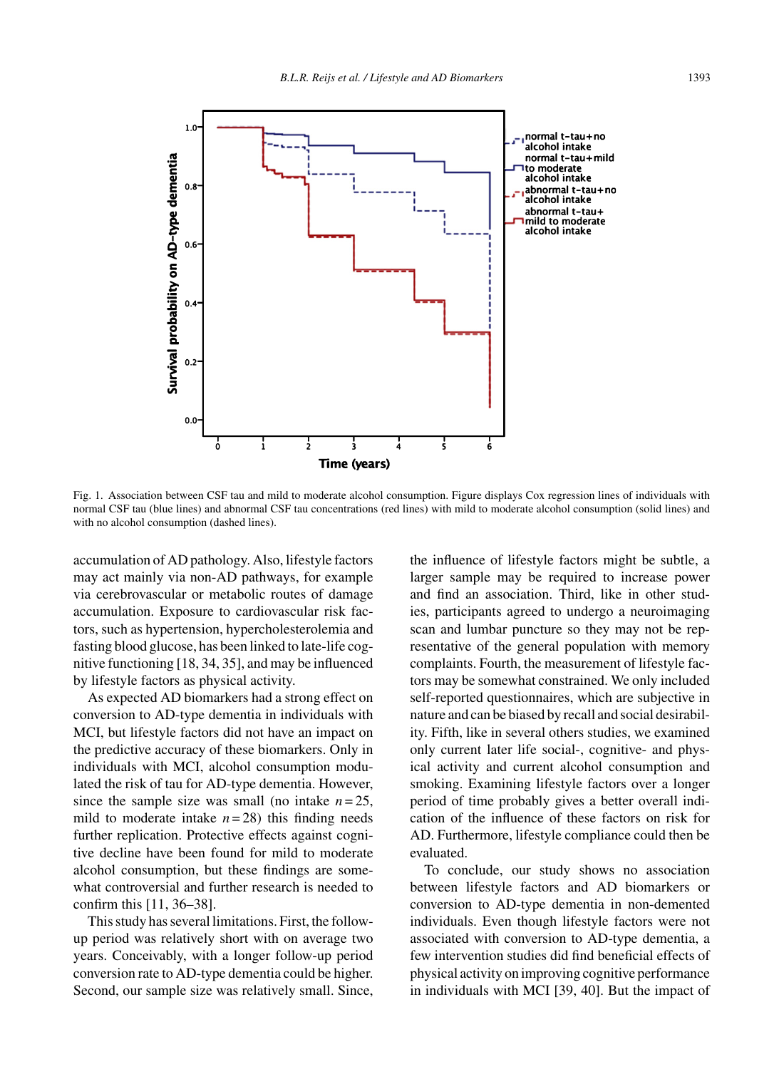Survival probability on AD-type dementia

1.0
0.8
0.6
0.4
0.2
0.0

0 1 2 3 4 5 6

Time (years)

normal t-tau+no alcohol intake
normal t-tau+mild to moderate alcohol intake
abnormal t-tau+no alcohol intake
abnormal t-tau+ mild to moderate alcohol intake

Fig. 1. Association between CSF tau and mild to moderate alcohol consumption. Figure displays Cox regression lines of individuals with normal CSF tau (blue lines) and abnormal CSF tau concentrations (red lines) with mild to moderate alcohol consumption (solid lines) and with no alcohol consumption (dashed lines).

accumulation of AD pathology. Also, lifestyle factors may act mainly via non-AD pathways, for example via cerebrovascular or metabolic routes of damage accumulation. Exposure to cardiovascular risk factors, such as hypertension, hypercholesterolemia and fasting blood glucose, has been linked to late-life cognitive functioning [18, 34, 35], and may be influenced by lifestyle factors as physical activity.

As expected AD biomarkers had a strong effect on conversion to AD-type dementia in individuals with MCI, but lifestyle factors did not have an impact on the predictive accuracy of these biomarkers. Only in individuals with MCI, alcohol consumption modulated the risk of tau for AD-type dementia. However, since the sample size was small (no intake $n = 25$, mild to moderate intake $n = 28$) this finding needs further replication. Protective effects against cognitive decline have been found for mild to moderate alcohol consumption, but these findings are somewhat controversial and further research is needed to confirm this [11, 36–38].

This study has several limitations. First, the follow-up period was relatively short with on average two years. Conceivably, with a longer follow-up period conversion rate to AD-type dementia could be higher. Second, our sample size was relatively small. Since, the influence of lifestyle factors might be subtle, a larger sample may be required to increase power and find an association. Third, like in other studies, participants agreed to undergo a neuroimaging scan and lumbar puncture so they may not be representative of the general population with memory complaints. Fourth, the measurement of lifestyle factors may be somewhat constrained. We only included self-reported questionnaires, which are subjective in nature and can be biased by recall and social desirability. Fifth, like in several others studies, we examined only current later life social-, cognitive- and physical activity and current alcohol consumption and smoking. Examining lifestyle factors over a longer period of time probably gives a better overall indication of the influence of these factors on risk for AD. Furthermore, lifestyle compliance could then be evaluated.

To conclude, our study shows no association between lifestyle factors and AD biomarkers or conversion to AD-type dementia in non-demented individuals. Even though lifestyle factors were not associated with conversion to AD-type dementia, a few intervention studies did find beneficial effects of physical activity on improving cognitive performance in individuals with MCI [39, 40]. But the impact of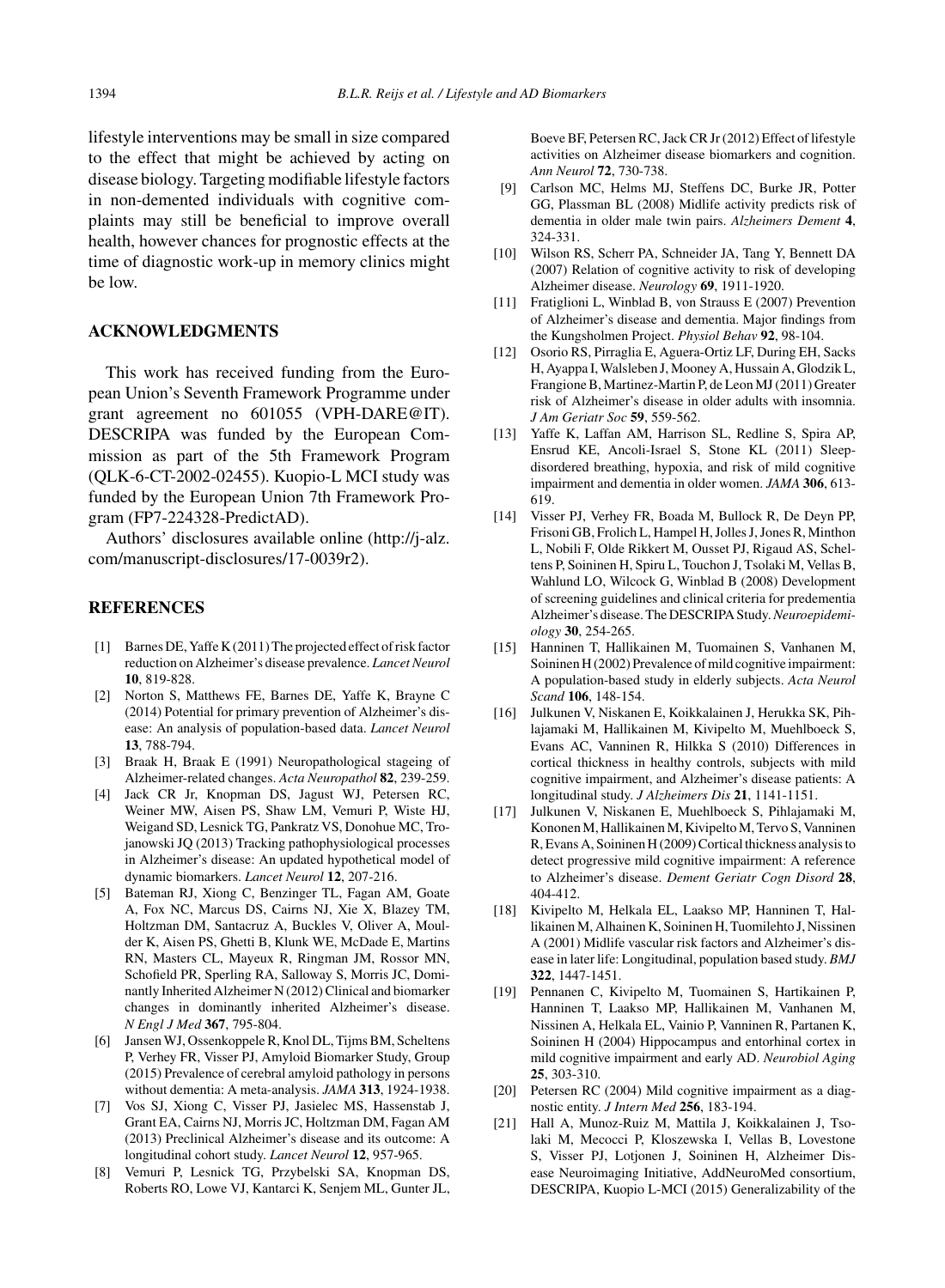lifestyle interventions may be small in size compared to the effect that might be achieved by acting on disease biology. Targeting modifiable lifestyle factors in non-demented individuals with cognitive complaints may still be beneficial to improve overall health, however chances for prognostic effects at the time of diagnostic work-up in memory clinics might be low.

## ACKNOWLEDGMENTS

This work has received funding from the European Union's Seventh Framework Programme under grant agreement no 601055 (VPH-DARE@IT). DESCRIPA was funded by the European Commission as part of the 5th Framework Program (QLK-6-CT-2002-02455). Kuopio-L MCI study was funded by the European Union 7th Framework Program (FP7-224328-PredictAD).

Authors' disclosures available online (http://j-alz.com/manuscript-disclosures/17-0039r2).

## REFERENCES

[1] Barnes DE, Yaffe K (2011) The projected effect of risk factor reduction on Alzheimer's disease prevalence. *Lancet Neurol* **10**, 819-828.

[2] Norton S, Matthews FE, Barnes DE, Yaffe K, Brayne C (2014) Potential for primary prevention of Alzheimer's disease: An analysis of population-based data. *Lancet Neurol* **13**, 788-794.

[3] Braak H, Braak E (1991) Neuropathological stageing of Alzheimer-related changes. *Acta Neuropathol* **82**, 239-259.

[4] Jack CR Jr, Knopman DS, Jagust WJ, Petersen RC, Weiner MW, Aisen PS, Shaw LM, Vemuri P, Wiste HJ, Weigand SD, Lesnick TG, Pankratz VS, Donohue MC, Trojanowski JQ (2013) Tracking pathophysiological processes in Alzheimer's disease: An updated hypothetical model of dynamic biomarkers. *Lancet Neurol* **12**, 207-216.

[5] Bateman RJ, Xiong C, Benzinger TL, Fagan AM, Goate A, Fox NC, Marcus DS, Cairns NJ, Xie X, Blazey TM, Holtzman DM, Santacruz A, Buckles V, Oliver A, Moulder K, Aisen PS, Ghetti B, Klunk WE, McDade E, Martins RN, Masters CL, Mayeux R, Ringman JM, Rossor MN, Schofield PR, Sperling RA, Salloway S, Morris JC, Dominantly Inherited Alzheimer N (2012) Clinical and biomarker changes in dominantly inherited Alzheimer's disease. *N Engl J Med* **367**, 795-804.

[6] Jansen WJ, Ossenkoppele R, Knol DL, Tijms BM, Scheltens P, Verhey FR, Visser PJ, Amyloid Biomarker Study, Group (2015) Prevalence of cerebral amyloid pathology in persons without dementia: A meta-analysis. *JAMA* **313**, 1924-1938.

[7] Vos SJ, Xiong C, Visser PJ, Jasielec MS, Hassenstab J, Grant EA, Cairns NJ, Morris JC, Holtzman DM, Fagan AM (2013) Preclinical Alzheimer's disease and its outcome: A longitudinal cohort study. *Lancet Neurol* **12**, 957-965.

[8] Vemuri P, Lesnick TG, Przybelski SA, Knopman DS, Roberts RO, Lowe VJ, Kantarci K, Senjem ML, Gunter JL, Boeve BF, Petersen RC, Jack CR Jr (2012) Effect of lifestyle activities on Alzheimer disease biomarkers and cognition. *Ann Neurol* **72**, 730-738.

[9] Carlson MC, Helms MJ, Steffens DC, Burke JR, Potter GG, Plassman BL (2008) Midlife activity predicts risk of dementia in older male twin pairs. *Alzheimers Dement* **4**, 324-331.

[10] Wilson RS, Scherr PA, Schneider JA, Tang Y, Bennett DA (2007) Relation of cognitive activity to risk of developing Alzheimer disease. *Neurology* **69**, 1911-1920.

[11] Fratiglioni L, Winblad B, von Strauss E (2007) Prevention of Alzheimer's disease and dementia. Major findings from the Kungsholmen Project. *Physiol Behav* **92**, 98-104.

[12] Osorio RS, Pirraglia E, Aguera-Ortiz LF, During EH, Sacks H, Ayappa I, Walsleben J, Mooney A, Hussain A, Glodzik L, Frangione B, Martinez-Martin P, de Leon MJ (2011) Greater risk of Alzheimer's disease in older adults with insomnia. *J Am Geriatr Soc* **59**, 559-562.

[13] Yaffe K, Laffan AM, Harrison SL, Redline S, Spira AP, Ensrud KE, Ancoli-Israel S, Stone KL (2011) Sleep-disordered breathing, hypoxia, and risk of mild cognitive impairment and dementia in older women. *JAMA* **306**, 613-619.

[14] Visser PJ, Verhey FR, Boada M, Bullock R, De Deyn PP, Frisoni GB, Frolich L, Hampel H, Jolles J, Jones R, Minthon L, Nobili F, Olde Rikkert M, Ousset PJ, Rigaud AS, Scheltens P, Soininen H, Spiru L, Touchon J, Tsolaki M, Vellas B, Wahlund LO, Wilcock G, Winblad B (2008) Development of screening guidelines and clinical criteria for predementia Alzheimer's disease. The DESCRIPA Study. *Neuroepidemiology* **30**, 254-265.

[15] Hanninen T, Hallikainen M, Tuomainen S, Vanhanen M, Soininen H (2002) Prevalence of mild cognitive impairment: A population-based study in elderly subjects. *Acta Neurol Scand* **106**, 148-154.

[16] Julkunen V, Niskanen E, Koikkalainen J, Herukka SK, Pihlajamaki M, Hallikainen M, Kivipelto M, Muehlboeck S, Evans AC, Vanninen R, Hilkka S (2010) Differences in cortical thickness in healthy controls, subjects with mild cognitive impairment, and Alzheimer's disease patients: A longitudinal study. *J Alzheimers Dis* **21**, 1141-1151.

[17] Julkunen V, Niskanen E, Muehlboeck S, Pihlajamaki M, Kononen M, Hallikainen M, Kivipelto M, Tervo S, Vanninen R, Evans A, Soininen H (2009) Cortical thickness analysis to detect progressive mild cognitive impairment: A reference to Alzheimer's disease. *Dement Geriatr Cogn Disord* **28**, 404-412.

[18] Kivipelto M, Helkala EL, Laakso MP, Hanninen T, Hallikainen M, Alhainen K, Soininen H, Tuomilehto J, Nissinen A (2001) Midlife vascular risk factors and Alzheimer's disease in later life: Longitudinal, population based study. *BMJ* **322**, 1447-1451.

[19] Pennanen C, Kivipelto M, Tuomainen S, Hartikainen P, Hanninen T, Laakso MP, Hallikainen M, Vanhanen M, Nissinen A, Helkala EL, Vainio P, Vanninen R, Partanen K, Soininen H (2004) Hippocampus and entorhinal cortex in mild cognitive impairment and early AD. *Neurobiol Aging* **25**, 303-310.

[20] Petersen RC (2004) Mild cognitive impairment as a diagnostic entity. *J Intern Med* **256**, 183-194.

[21] Hall A, Munoz-Ruiz M, Mattila J, Koikkalainen J, Tsolaki M, Mecocci P, Kloszewska I, Vellas B, Lovestone S, Visser PJ, Lotjonen J, Soininen H, Alzheimer Disease Neuroimaging Initiative, AddNeuroMed consortium, DESCRIPA, Kuopio L-MCI (2015) Generalizability of the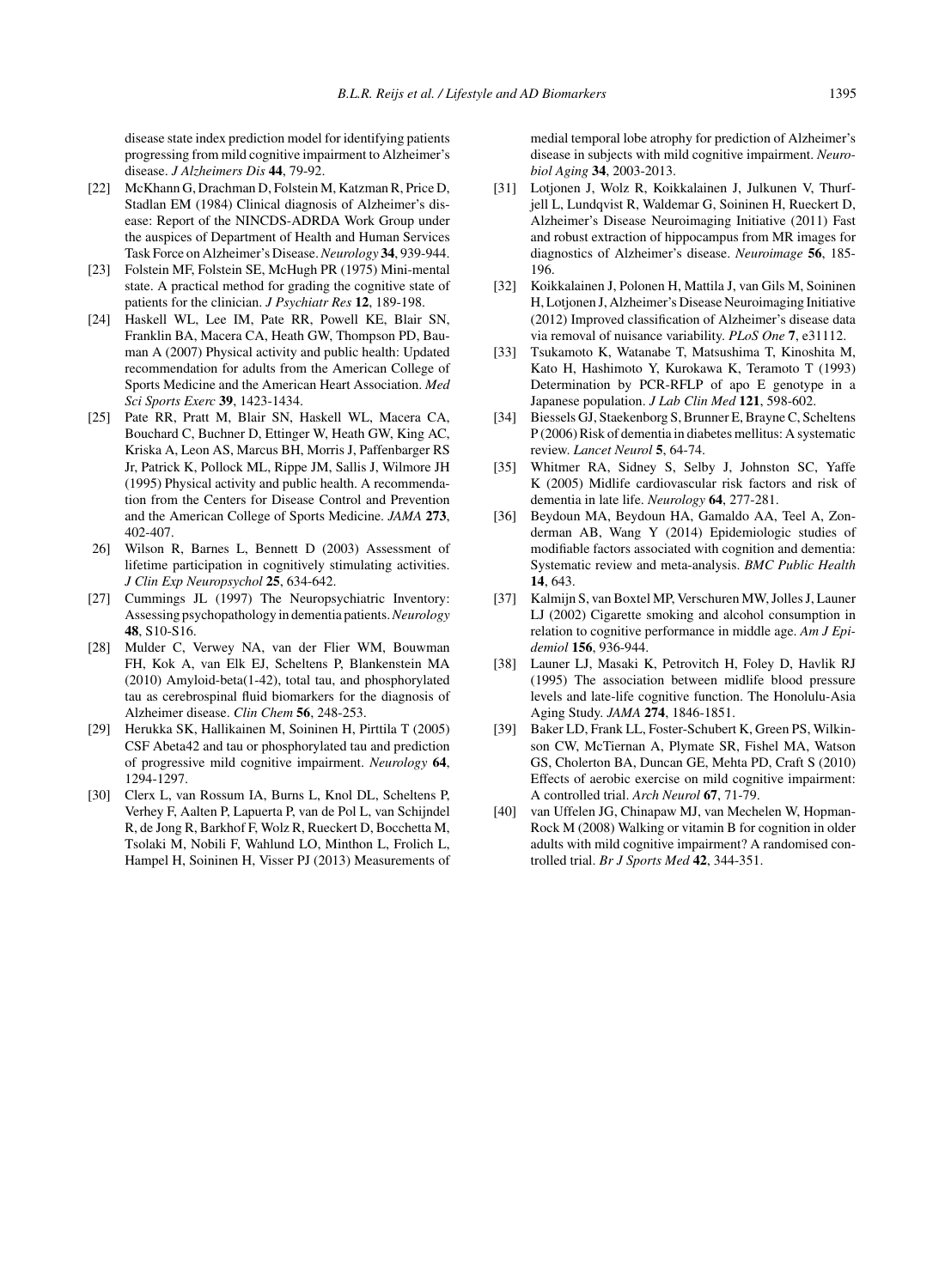disease state index prediction model for identifying patients progressing from mild cognitive impairment to Alzheimer's disease. *J Alzheimers Dis* **44**, 79-92.

[22] McKhann G, Drachman D, Folstein M, Katzman R, Price D, Stadlan EM (1984) Clinical diagnosis of Alzheimer's disease: Report of the NINCDS-ADRDA Work Group under the auspices of Department of Health and Human Services Task Force on Alzheimer's Disease. *Neurology* **34**, 939-944.

[23] Folstein MF, Folstein SE, McHugh PR (1975) Mini-mental state. A practical method for grading the cognitive state of patients for the clinician. *J Psychiatr Res* **12**, 189-198.

[24] Haskell WL, Lee IM, Pate RR, Powell KE, Blair SN, Franklin BA, Macera CA, Heath GW, Thompson PD, Bauman A (2007) Physical activity and public health: Updated recommendation for adults from the American College of Sports Medicine and the American Heart Association. *Med Sci Sports Exerc* **39**, 1423-1434.

[25] Pate RR, Pratt M, Blair SN, Haskell WL, Macera CA, Bouchard C, Buchner D, Ettinger W, Heath GW, King AC, Kriska A, Leon AS, Marcus BH, Morris J, Paffenbarger RS Jr, Patrick K, Pollock ML, Rippe JM, Sallis J, Wilmore JH (1995) Physical activity and public health. A recommendation from the Centers for Disease Control and Prevention and the American College of Sports Medicine. *JAMA* **273**, 402-407.

26] Wilson R, Barnes L, Bennett D (2003) Assessment of lifetime participation in cognitively stimulating activities. *J Clin Exp Neuropsychol* **25**, 634-642.

[27] Cummings JL (1997) The Neuropsychiatric Inventory: Assessing psychopathology in dementia patients. *Neurology* **48**, S10-S16.

[28] Mulder C, Verwey NA, van der Flier WM, Bouwman FH, Kok A, van Elk EJ, Scheltens P, Blankenstein MA (2010) Amyloid-beta(1-42), total tau, and phosphorylated tau as cerebrospinal fluid biomarkers for the diagnosis of Alzheimer disease. *Clin Chem* **56**, 248-253.

[29] Herukka SK, Hallikainen M, Soininen H, Pirttila T (2005) CSF Abeta42 and tau or phosphorylated tau and prediction of progressive mild cognitive impairment. *Neurology* **64**, 1294-1297.

[30] Clerx L, van Rossum IA, Burns L, Knol DL, Scheltens P, Verhey F, Aalten P, Lapuerta P, van de Pol L, van Schijndel R, de Jong R, Barkhof F, Wolz R, Rueckert D, Bocchetta M, Tsolaki M, Nobili F, Wahlund LO, Minthon L, Frolich L, Hampel H, Soininen H, Visser PJ (2013) Measurements of medial temporal lobe atrophy for prediction of Alzheimer's disease in subjects with mild cognitive impairment. *Neurobiol Aging* **34**, 2003-2013.

[31] Lotjonen J, Wolz R, Koikkalainen J, Julkunen V, Thurfjell L, Lundqvist R, Waldemar G, Soininen H, Rueckert D, Alzheimer's Disease Neuroimaging Initiative (2011) Fast and robust extraction of hippocampus from MR images for diagnostics of Alzheimer's disease. *Neuroimage* **56**, 185-196.

[32] Koikkalainen J, Polonen H, Mattila J, van Gils M, Soininen H, Lotjonen J, Alzheimer's Disease Neuroimaging Initiative (2012) Improved classification of Alzheimer's disease data via removal of nuisance variability. *PLoS One* **7**, e31112.

[33] Tsukamoto K, Watanabe T, Matsushima T, Kinoshita M, Kato H, Hashimoto Y, Kurokawa K, Teramoto T (1993) Determination by PCR-RFLP of apo E genotype in a Japanese population. *J Lab Clin Med* **121**, 598-602.

[34] Biessels GJ, Staekenborg S, Brunner E, Brayne C, Scheltens P (2006) Risk of dementia in diabetes mellitus: A systematic review. *Lancet Neurol* **5**, 64-74.

[35] Whitmer RA, Sidney S, Selby J, Johnston SC, Yaffe K (2005) Midlife cardiovascular risk factors and risk of dementia in late life. *Neurology* **64**, 277-281.

[36] Beydoun MA, Beydoun HA, Gamaldo AA, Teel A, Zonderman AB, Wang Y (2014) Epidemiologic studies of modifiable factors associated with cognition and dementia: Systematic review and meta-analysis. *BMC Public Health* **14**, 643.

[37] Kalmijn S, van Boxtel MP, Verschuren MW, Jolles J, Launer LJ (2002) Cigarette smoking and alcohol consumption in relation to cognitive performance in middle age. *Am J Epidemiol* **156**, 936-944.

[38] Launer LJ, Masaki K, Petrovitch H, Foley D, Havlik RJ (1995) The association between midlife blood pressure levels and late-life cognitive function. The Honolulu-Asia Aging Study. *JAMA* **274**, 1846-1851.

[39] Baker LD, Frank LL, Foster-Schubert K, Green PS, Wilkinson CW, McTiernan A, Plymate SR, Fishel MA, Watson GS, Cholerton BA, Duncan GE, Mehta PD, Craft S (2010) Effects of aerobic exercise on mild cognitive impairment: A controlled trial. *Arch Neurol* **67**, 71-79.

[40] van Uffelen JG, Chinapaw MJ, van Mechelen W, Hopman-Rock M (2008) Walking or vitamin B for cognition in older adults with mild cognitive impairment? A randomised controlled trial. *Br J Sports Med* **42**, 344-351.